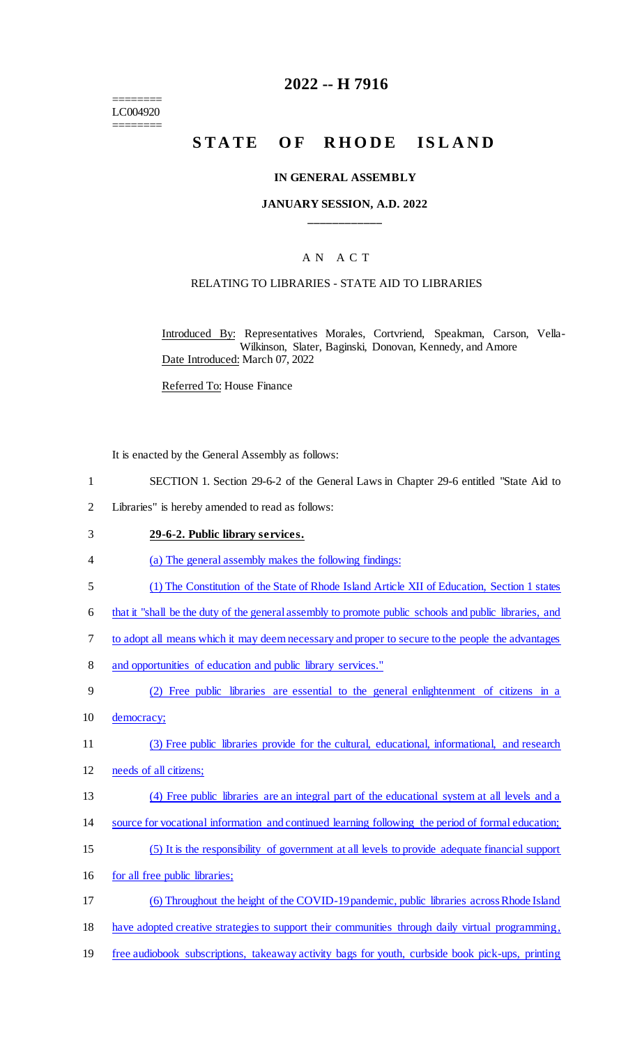========
LC004920
========

# 2022 -- H 7916

# STATE OF RHODE ISLAND

## IN GENERAL ASSEMBLY

### JANUARY SESSION, A.D. 2022

---

### A N A C T

### RELATING TO LIBRARIES - STATE AID TO LIBRARIES

Introduced By: Representatives Morales, Cortvriend, Speakman, Carson, Vella-Wilkinson, Slater, Baginski, Donovan, Kennedy, and Amore

Date Introduced: March 07, 2022

Referred To: House Finance

It is enacted by the General Assembly as follows:

1 SECTION 1. Section 29-6-2 of the General Laws in Chapter 29-6 entitled "State Aid to
2 Libraries" is hereby amended to read as follows:

3 **29-6-2. Public library services.**

4 (a) The general assembly makes the following findings:

5 (1) The Constitution of the State of Rhode Island Article XII of Education, Section 1 states
6 that it "shall be the duty of the general assembly to promote public schools and public libraries, and
7 to adopt all means which it may deem necessary and proper to secure to the people the advantages
8 and opportunities of education and public library services."

9 (2) Free public libraries are essential to the general enlightenment of citizens in a
10 democracy;

11 (3) Free public libraries provide for the cultural, educational, informational, and research
12 needs of all citizens;

13 (4) Free public libraries are an integral part of the educational system at all levels and a
14 source for vocational information and continued learning following the period of formal education;

15 (5) It is the responsibility of government at all levels to provide adequate financial support
16 for all free public libraries;

17 (6) Throughout the height of the COVID-19 pandemic, public libraries across Rhode Island
18 have adopted creative strategies to support their communities through daily virtual programming,
19 free audiobook subscriptions, takeaway activity bags for youth, curbside book pick-ups, printing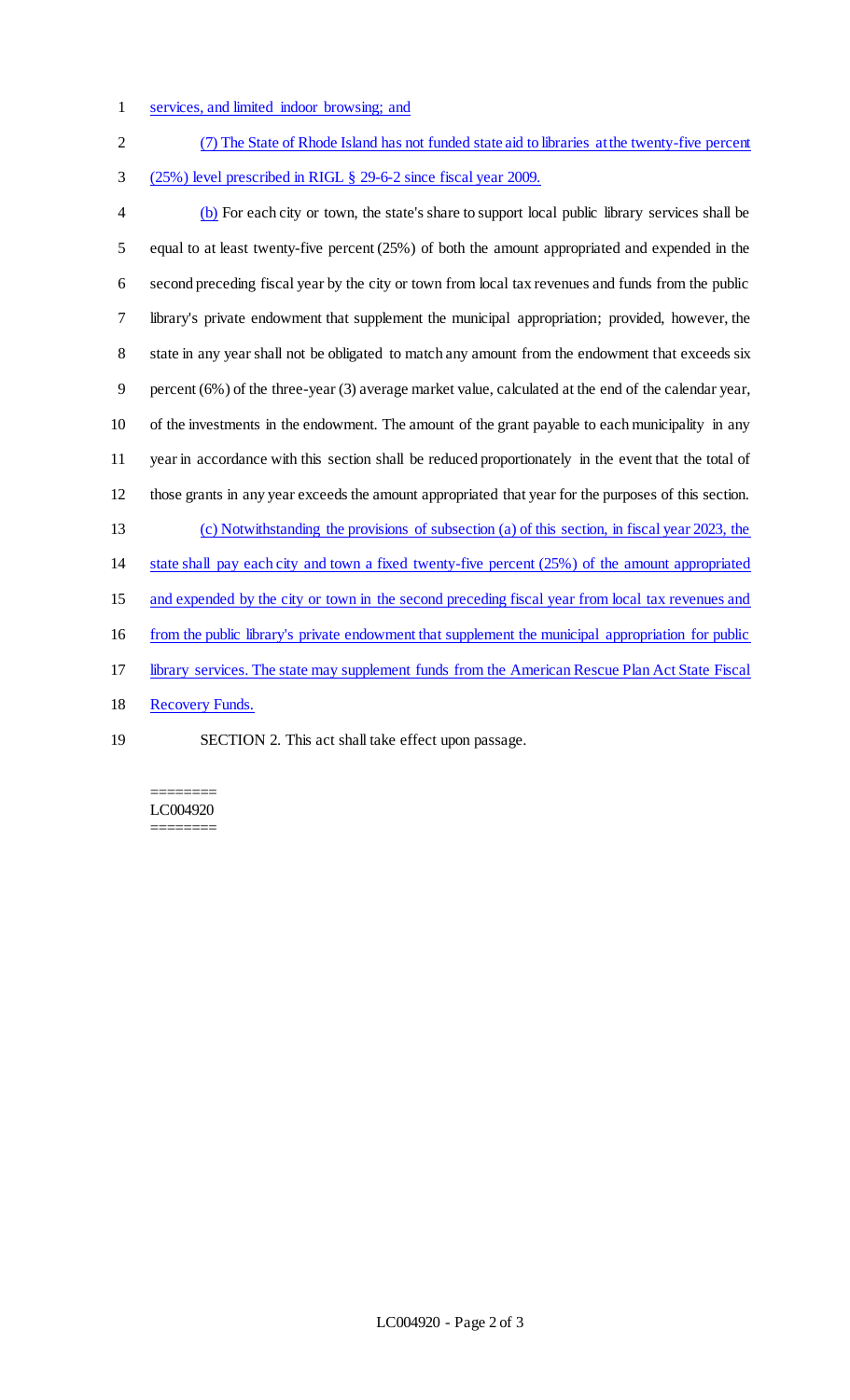services, and limited indoor browsing; and

(7) The State of Rhode Island has not funded state aid to libraries at the twenty-five percent (25%) level prescribed in RIGL § 29-6-2 since fiscal year 2009.

(b) For each city or town, the state's share to support local public library services shall be equal to at least twenty-five percent (25%) of both the amount appropriated and expended in the second preceding fiscal year by the city or town from local tax revenues and funds from the public library's private endowment that supplement the municipal appropriation; provided, however, the state in any year shall not be obligated to match any amount from the endowment that exceeds six percent (6%) of the three-year (3) average market value, calculated at the end of the calendar year, of the investments in the endowment. The amount of the grant payable to each municipality in any year in accordance with this section shall be reduced proportionately in the event that the total of those grants in any year exceeds the amount appropriated that year for the purposes of this section.

(c) Notwithstanding the provisions of subsection (a) of this section, in fiscal year 2023, the state shall pay each city and town a fixed twenty-five percent (25%) of the amount appropriated and expended by the city or town in the second preceding fiscal year from local tax revenues and from the public library's private endowment that supplement the municipal appropriation for public library services. The state may supplement funds from the American Rescue Plan Act State Fiscal Recovery Funds.

SECTION 2. This act shall take effect upon passage.

========
LC004920
========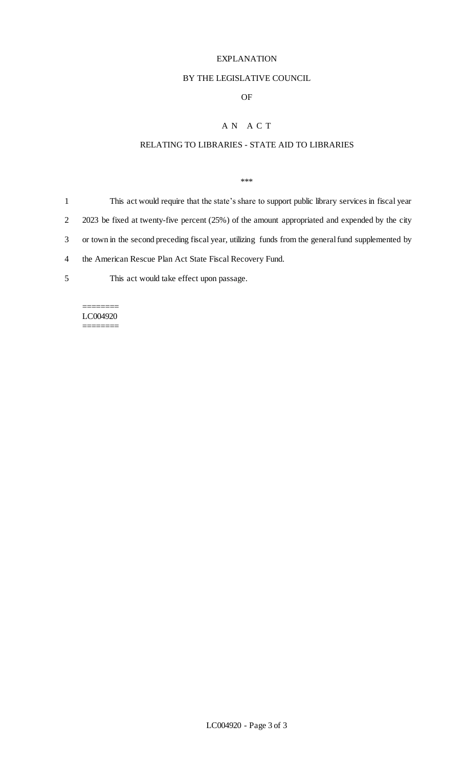EXPLANATION

BY THE LEGISLATIVE COUNCIL

OF

A N A C T

RELATING TO LIBRARIES - STATE AID TO LIBRARIES

\*\*\*

This act would require that the state's share to support public library services in fiscal year 2023 be fixed at twenty-five percent (25%) of the amount appropriated and expended by the city or town in the second preceding fiscal year, utilizing funds from the general fund supplemented by the American Rescue Plan Act State Fiscal Recovery Fund.

This act would take effect upon passage.

========
LC004920
========